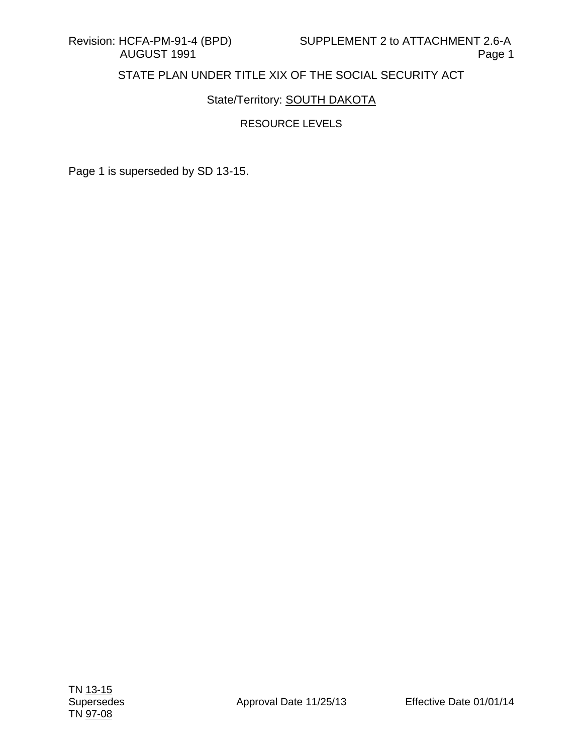Revision: HCFA-PM-91-4 (BPD) AUGUST 1991

SUPPLEMENT 2 to ATTACHMENT 2.6-A

STATE PLAN UNDER TITLE XIX OF THE SOCIAL SECURITY ACT

State/Territory: SOUTH DAKOTA

RESOURCE LEVELS

Page 1 is superseded by SD 13-15.

TN 13-15
Supersedes
TN 97-08

Approval Date 11/25/13

Effective Date 01/01/14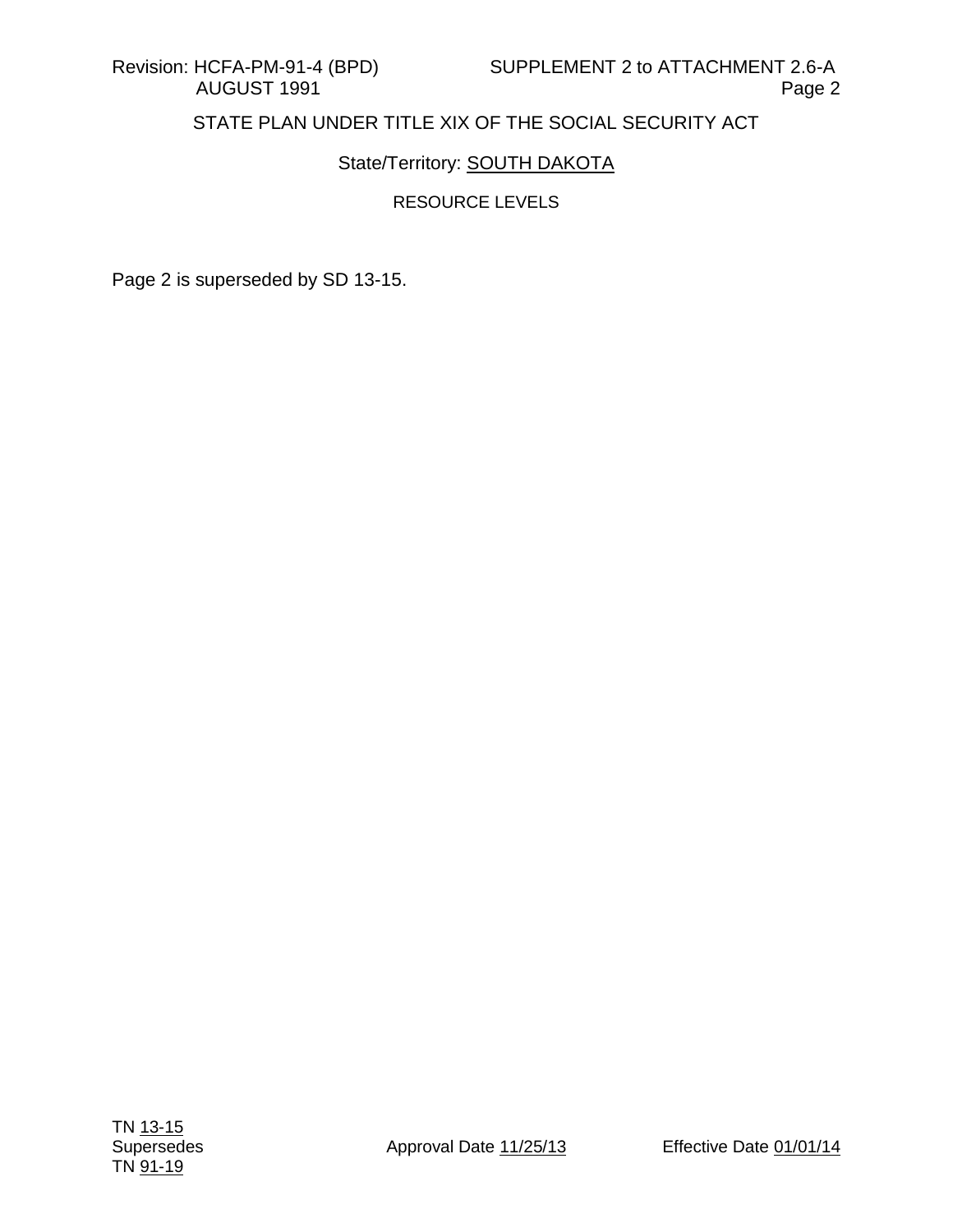Revision: HCFA-PM-91-4 (BPD) AUGUST 1991

SUPPLEMENT 2 to ATTACHMENT 2.6-A

STATE PLAN UNDER TITLE XIX OF THE SOCIAL SECURITY ACT

State/Territory: SOUTH DAKOTA

RESOURCE LEVELS

Page 2 is superseded by SD 13-15.

TN 13-15
Supersedes
TN 91-19

Approval Date 11/25/13

Effective Date 01/01/14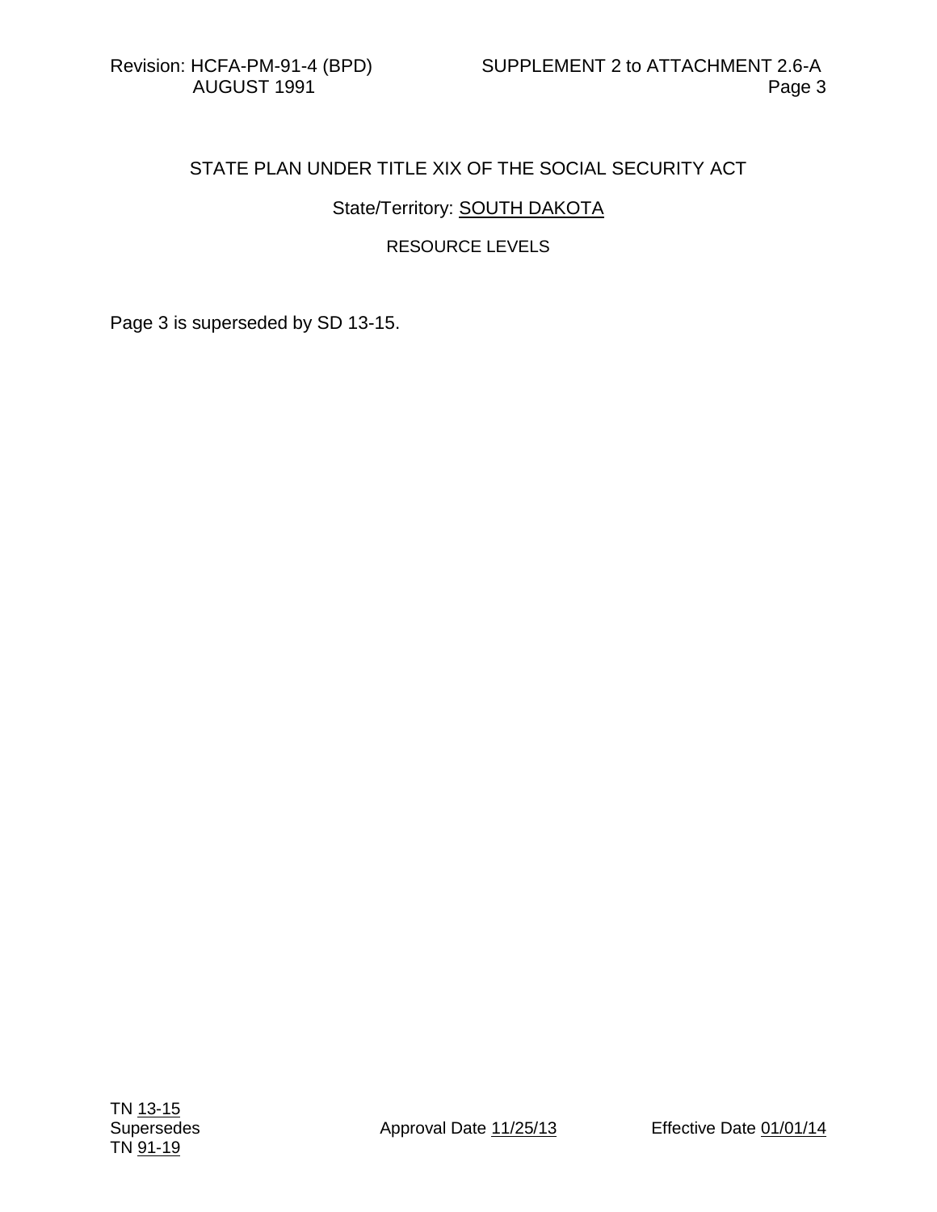Revision: HCFA-PM-91-4 (BPD) AUGUST 1991

SUPPLEMENT 2 to ATTACHMENT 2.6-A

STATE PLAN UNDER TITLE XIX OF THE SOCIAL SECURITY ACT

State/Territory: SOUTH DAKOTA

RESOURCE LEVELS

Page 3 is superseded by SD 13-15.

TN 13-15
Supersedes
TN 91-19

Approval Date 11/25/13

Effective Date 01/01/14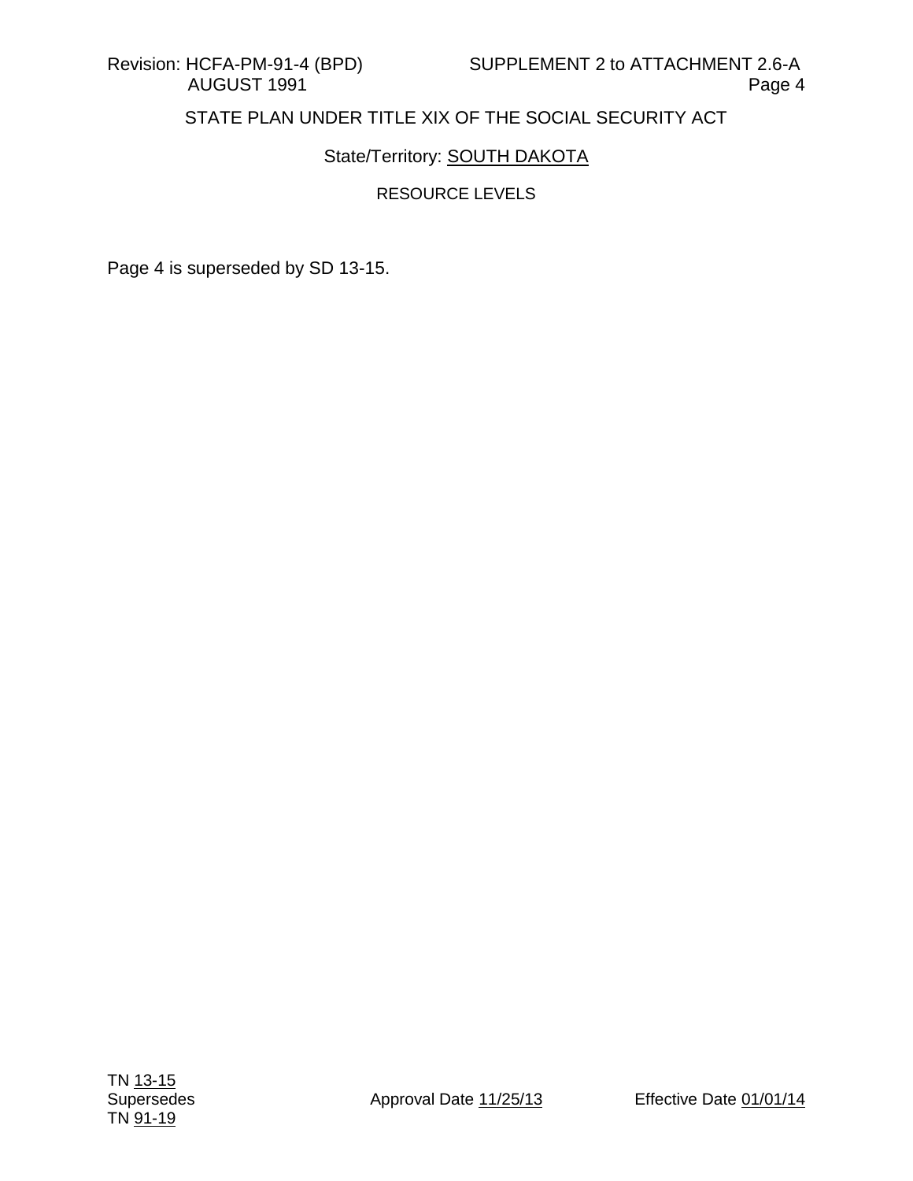Revision: HCFA-PM-91-4 (BPD) SUPPLEMENT 2 to ATTACHMENT 2.6-A
AUGUST 1991 Page 4

STATE PLAN UNDER TITLE XIX OF THE SOCIAL SECURITY ACT

State/Territory: SOUTH DAKOTA

RESOURCE LEVELS

Page 4 is superseded by SD 13-15.

TN 13-15
Supersedes
TN 91-19

Approval Date 11/25/13

Effective Date 01/01/14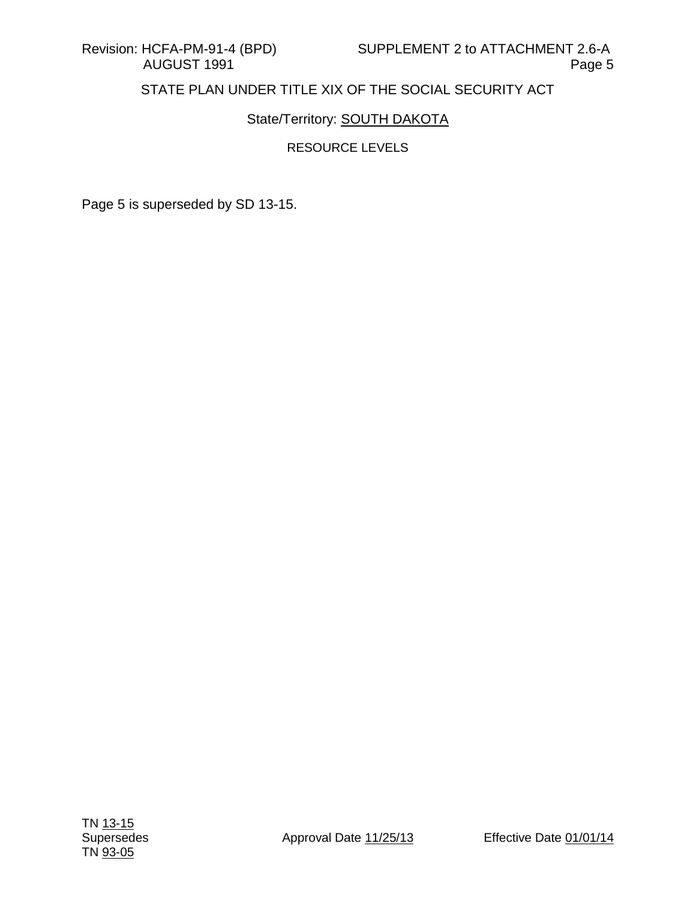Revision: HCFA-PM-91-4 (BPD) AUGUST 1991

SUPPLEMENT 2 to ATTACHMENT 2.6-A

STATE PLAN UNDER TITLE XIX OF THE SOCIAL SECURITY ACT

State/Territory: SOUTH DAKOTA

RESOURCE LEVELS

Page 5 is superseded by SD 13-15.

TN 13-15
Supersedes
TN 93-05

Approval Date 11/25/13

Effective Date 01/01/14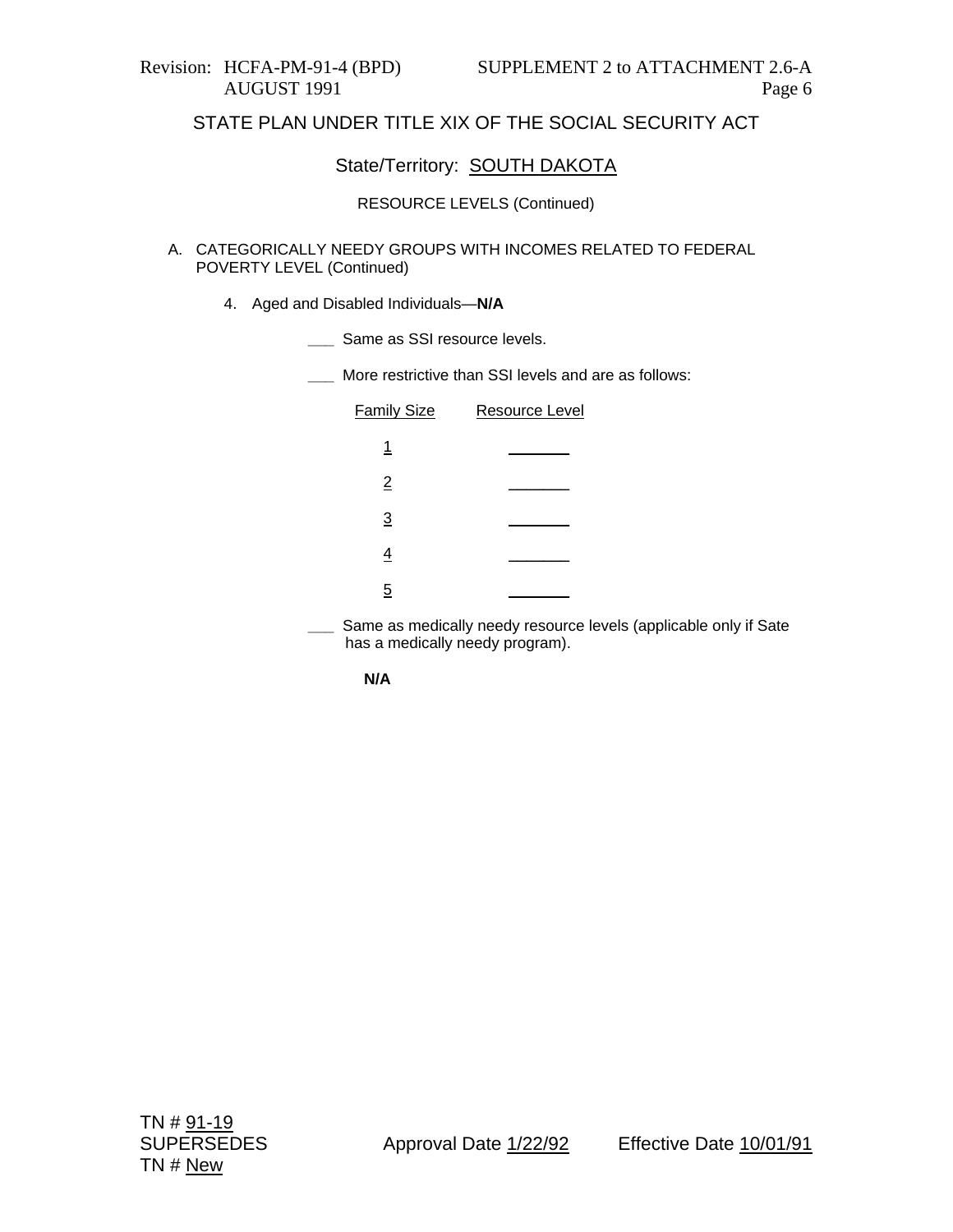Revision: HCFA-PM-91-4 (BPD) AUGUST 1991

SUPPLEMENT 2 to ATTACHMENT 2.6-A

STATE PLAN UNDER TITLE XIX OF THE SOCIAL SECURITY ACT

State/Territory: SOUTH DAKOTA

RESOURCE LEVELS (Continued)

A. CATEGORICALLY NEEDY GROUPS WITH INCOMES RELATED TO FEDERAL POVERTY LEVEL (Continued)

4. Aged and Disabled Individuals—**N/A**

___ Same as SSI resource levels.

___ More restrictive than SSI levels and are as follows:

| Family Size | Resource Level |
|---|---|
| 1 | _______ |
| 2 | _______ |
| 3 | _______ |
| 4 | _______ |
| 5 | _______ |

___ Same as medically needy resource levels (applicable only if Sate has a medically needy program).

**N/A**

TN # 91-19
SUPERSEDES
TN # New

Approval Date 1/22/92

Effective Date 10/01/91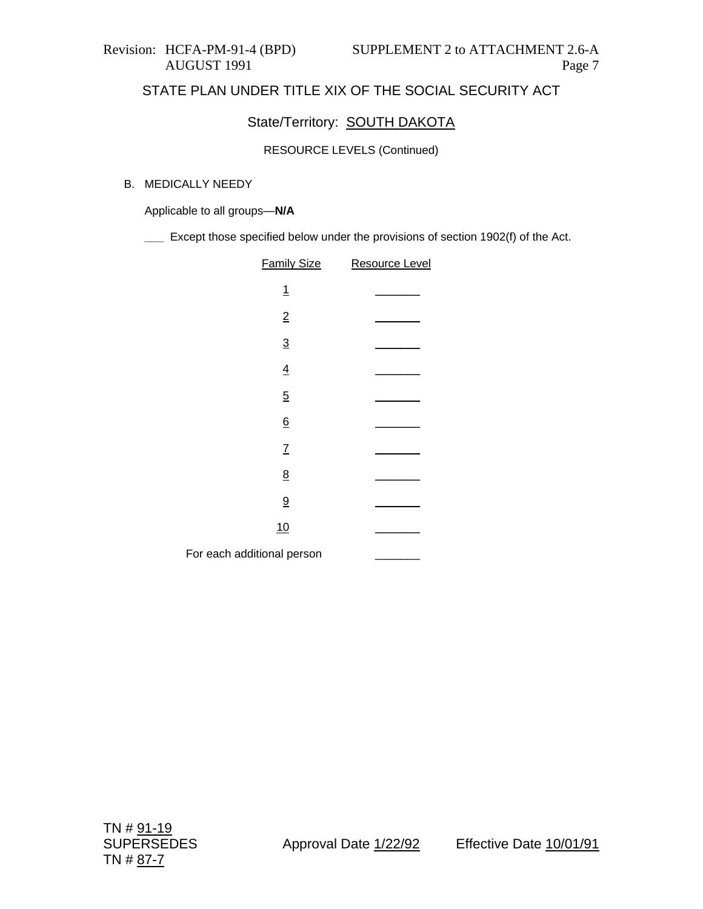STATE PLAN UNDER TITLE XIX OF THE SOCIAL SECURITY ACT

State/Territory: SOUTH DAKOTA

RESOURCE LEVELS (Continued)

B. MEDICALLY NEEDY

Applicable to all groups—**N/A**

___ Except those specified below under the provisions of section 1902(f) of the Act.

| Family Size | Resource Level |
|---|---|
| 1 | _______ |
| 2 | _______ |
| 3 | _______ |
| 4 | _______ |
| 5 | _______ |
| 6 | _______ |
| 7 | _______ |
| 8 | _______ |
| 9 | _______ |
| 10 | _______ |
| For each additional person | _______ |

TN # 91-19
SUPERSEDES
TN # 87-7

Approval Date 1/22/92

Effective Date 10/01/91